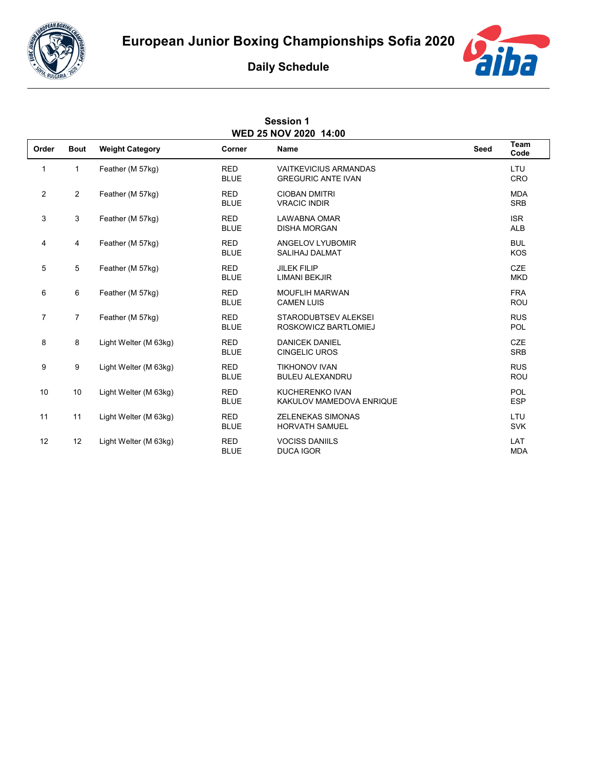# European Junior Boxing Championships Sofia 2020

## Daily Schedule

### Session 1
### WED 25 NOV 2020 14:00

| Order | Bout | Weight Category | Corner | Name | Seed | Team Code |
|---|---|---|---|---|---|---|
| 1 | 1 | Feather (M 57kg) | RED | VAITKEVICIUS ARMANDAS | | LTU |
| | | | BLUE | GREGURIC ANTE IVAN | | CRO |
| 2 | 2 | Feather (M 57kg) | RED | CIOBAN DMITRI | | MDA |
| | | | BLUE | VRACIC INDIR | | SRB |
| 3 | 3 | Feather (M 57kg) | RED | LAWABNA OMAR | | ISR |
| | | | BLUE | DISHA MORGAN | | ALB |
| 4 | 4 | Feather (M 57kg) | RED | ANGELOV LYUBOMIR | | BUL |
| | | | BLUE | SALIHAJ DALMAT | | KOS |
| 5 | 5 | Feather (M 57kg) | RED | JILEK FILIP | | CZE |
| | | | BLUE | LIMANI BEKJIR | | MKD |
| 6 | 6 | Feather (M 57kg) | RED | MOUFLIH MARWAN | | FRA |
| | | | BLUE | CAMEN LUIS | | ROU |
| 7 | 7 | Feather (M 57kg) | RED | STARODUBTSEV ALEKSEI | | RUS |
| | | | BLUE | ROSKOWICZ BARTLOMIEJ | | POL |
| 8 | 8 | Light Welter (M 63kg) | RED | DANICEK DANIEL | | CZE |
| | | | BLUE | CINGELIC UROS | | SRB |
| 9 | 9 | Light Welter (M 63kg) | RED | TIKHONOV IVAN | | RUS |
| | | | BLUE | BULEU ALEXANDRU | | ROU |
| 10 | 10 | Light Welter (M 63kg) | RED | KUCHERENKO IVAN | | POL |
| | | | BLUE | KAKULOV MAMEDOVA ENRIQUE | | ESP |
| 11 | 11 | Light Welter (M 63kg) | RED | ZELENEKAS SIMONAS | | LTU |
| | | | BLUE | HORVATH SAMUEL | | SVK |
| 12 | 12 | Light Welter (M 63kg) | RED | VOCISS DANIILS | | LAT |
| | | | BLUE | DUCA IGOR | | MDA |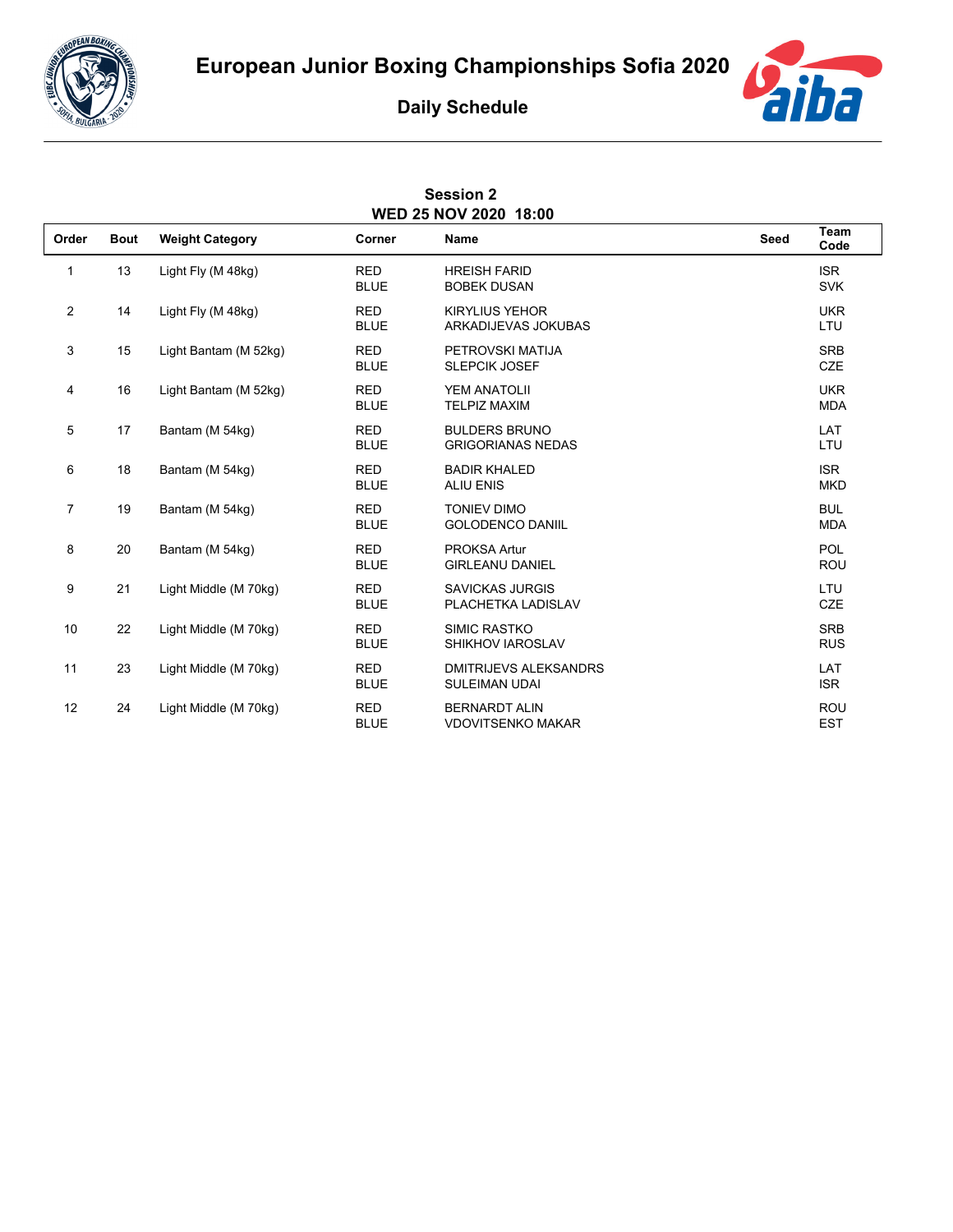# European Junior Boxing Championships Sofia 2020

## Daily Schedule

### Session 2
### WED 25 NOV 2020 18:00

| Order | Bout | Weight Category | Corner | Name | Seed | Team Code |
|---|---|---|---|---|---|---|
| 1 | 13 | Light Fly (M 48kg) | RED<br>BLUE | HREISH FARID<br>BOBEK DUSAN | | ISR<br>SVK |
| 2 | 14 | Light Fly (M 48kg) | RED<br>BLUE | KIRYLIUS YEHOR<br>ARKADIJEVAS JOKUBAS | | UKR<br>LTU |
| 3 | 15 | Light Bantam (M 52kg) | RED<br>BLUE | PETROVSKI MATIJA<br>SLEPCIK JOSEF | | SRB<br>CZE |
| 4 | 16 | Light Bantam (M 52kg) | RED<br>BLUE | YEM ANATOLII<br>TELPIZ MAXIM | | UKR<br>MDA |
| 5 | 17 | Bantam (M 54kg) | RED<br>BLUE | BULDERS BRUNO<br>GRIGORIANAS NEDAS | | LAT<br>LTU |
| 6 | 18 | Bantam (M 54kg) | RED<br>BLUE | BADIR KHALED<br>ALIU ENIS | | ISR<br>MKD |
| 7 | 19 | Bantam (M 54kg) | RED<br>BLUE | TONIEV DIMO<br>GOLODENCO DANIIL | | BUL<br>MDA |
| 8 | 20 | Bantam (M 54kg) | RED<br>BLUE | PROKSA Artur<br>GIRLEANU DANIEL | | POL<br>ROU |
| 9 | 21 | Light Middle (M 70kg) | RED<br>BLUE | SAVICKAS JURGIS<br>PLACHETKA LADISLAV | | LTU<br>CZE |
| 10 | 22 | Light Middle (M 70kg) | RED<br>BLUE | SIMIC RASTKO<br>SHIKHOV IAROSLAV | | SRB<br>RUS |
| 11 | 23 | Light Middle (M 70kg) | RED<br>BLUE | DMITRIJEVS ALEKSANDRS<br>SULEIMAN UDAI | | LAT<br>ISR |
| 12 | 24 | Light Middle (M 70kg) | RED<br>BLUE | BERNARDT ALIN<br>VDOVITSENKO MAKAR | | ROU<br>EST |